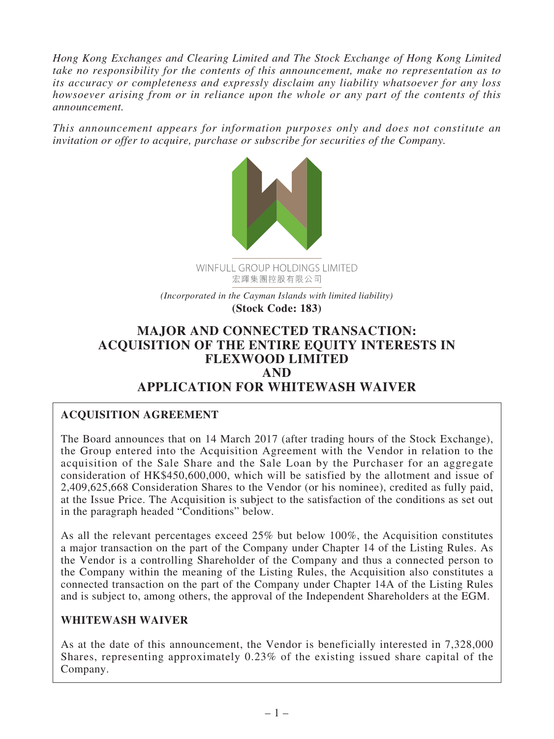*Hong Kong Exchanges and Clearing Limited and The Stock Exchange of Hong Kong Limited take no responsibility for the contents of this announcement, make no representation as to its accuracy or completeness and expressly disclaim any liability whatsoever for any loss howsoever arising from or in reliance upon the whole or any part of the contents of this announcement.*

*This announcement appears for information purposes only and does not constitute an invitation or offer to acquire, purchase or subscribe for securities of the Company.*

WINFULL GROUP HOLDINGS LIMITED
宏輝集團控股有限公司

*(Incorporated in the Cayman Islands with limited liability)*
**(Stock Code: 183)**

# MAJOR AND CONNECTED TRANSACTION: ACQUISITION OF THE ENTIRE EQUITY INTERESTS IN FLEXWOOD LIMITED AND APPLICATION FOR WHITEWASH WAIVER

## ACQUISITION AGREEMENT

The Board announces that on 14 March 2017 (after trading hours of the Stock Exchange), the Group entered into the Acquisition Agreement with the Vendor in relation to the acquisition of the Sale Share and the Sale Loan by the Purchaser for an aggregate consideration of HK$450,600,000, which will be satisfied by the allotment and issue of 2,409,625,668 Consideration Shares to the Vendor (or his nominee), credited as fully paid, at the Issue Price. The Acquisition is subject to the satisfaction of the conditions as set out in the paragraph headed "Conditions" below.

As all the relevant percentages exceed 25% but below 100%, the Acquisition constitutes a major transaction on the part of the Company under Chapter 14 of the Listing Rules. As the Vendor is a controlling Shareholder of the Company and thus a connected person to the Company within the meaning of the Listing Rules, the Acquisition also constitutes a connected transaction on the part of the Company under Chapter 14A of the Listing Rules and is subject to, among others, the approval of the Independent Shareholders at the EGM.

## WHITEWASH WAIVER

As at the date of this announcement, the Vendor is beneficially interested in 7,328,000 Shares, representing approximately 0.23% of the existing issued share capital of the Company.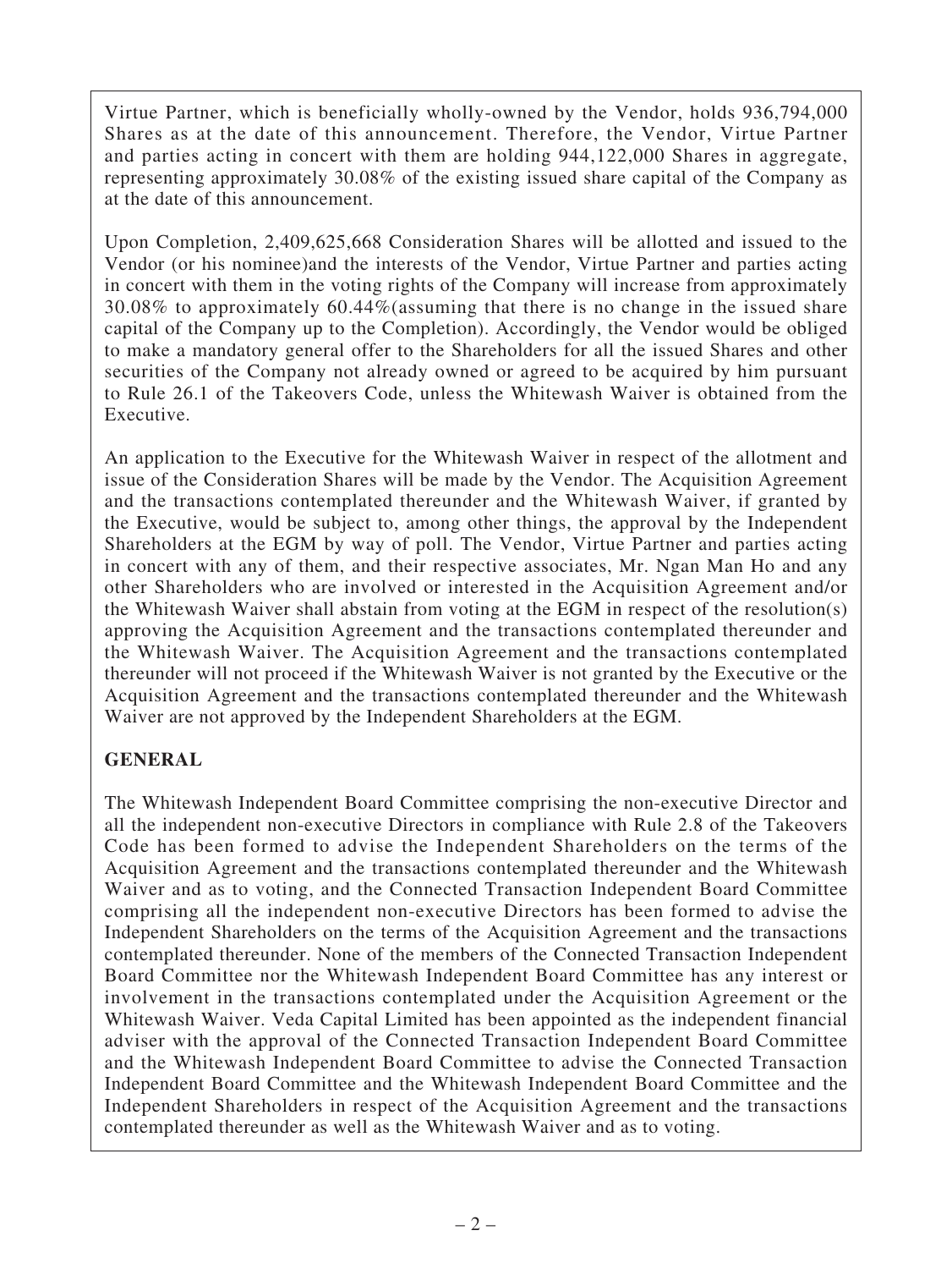Virtue Partner, which is beneficially wholly-owned by the Vendor, holds 936,794,000 Shares as at the date of this announcement. Therefore, the Vendor, Virtue Partner and parties acting in concert with them are holding 944,122,000 Shares in aggregate, representing approximately 30.08% of the existing issued share capital of the Company as at the date of this announcement.

Upon Completion, 2,409,625,668 Consideration Shares will be allotted and issued to the Vendor (or his nominee)and the interests of the Vendor, Virtue Partner and parties acting in concert with them in the voting rights of the Company will increase from approximately 30.08% to approximately 60.44%(assuming that there is no change in the issued share capital of the Company up to the Completion). Accordingly, the Vendor would be obliged to make a mandatory general offer to the Shareholders for all the issued Shares and other securities of the Company not already owned or agreed to be acquired by him pursuant to Rule 26.1 of the Takeovers Code, unless the Whitewash Waiver is obtained from the Executive.

An application to the Executive for the Whitewash Waiver in respect of the allotment and issue of the Consideration Shares will be made by the Vendor. The Acquisition Agreement and the transactions contemplated thereunder and the Whitewash Waiver, if granted by the Executive, would be subject to, among other things, the approval by the Independent Shareholders at the EGM by way of poll. The Vendor, Virtue Partner and parties acting in concert with any of them, and their respective associates, Mr. Ngan Man Ho and any other Shareholders who are involved or interested in the Acquisition Agreement and/or the Whitewash Waiver shall abstain from voting at the EGM in respect of the resolution(s) approving the Acquisition Agreement and the transactions contemplated thereunder and the Whitewash Waiver. The Acquisition Agreement and the transactions contemplated thereunder will not proceed if the Whitewash Waiver is not granted by the Executive or the Acquisition Agreement and the transactions contemplated thereunder and the Whitewash Waiver are not approved by the Independent Shareholders at the EGM.

## GENERAL

The Whitewash Independent Board Committee comprising the non-executive Director and all the independent non-executive Directors in compliance with Rule 2.8 of the Takeovers Code has been formed to advise the Independent Shareholders on the terms of the Acquisition Agreement and the transactions contemplated thereunder and the Whitewash Waiver and as to voting, and the Connected Transaction Independent Board Committee comprising all the independent non-executive Directors has been formed to advise the Independent Shareholders on the terms of the Acquisition Agreement and the transactions contemplated thereunder. None of the members of the Connected Transaction Independent Board Committee nor the Whitewash Independent Board Committee has any interest or involvement in the transactions contemplated under the Acquisition Agreement or the Whitewash Waiver. Veda Capital Limited has been appointed as the independent financial adviser with the approval of the Connected Transaction Independent Board Committee and the Whitewash Independent Board Committee to advise the Connected Transaction Independent Board Committee and the Whitewash Independent Board Committee and the Independent Shareholders in respect of the Acquisition Agreement and the transactions contemplated thereunder as well as the Whitewash Waiver and as to voting.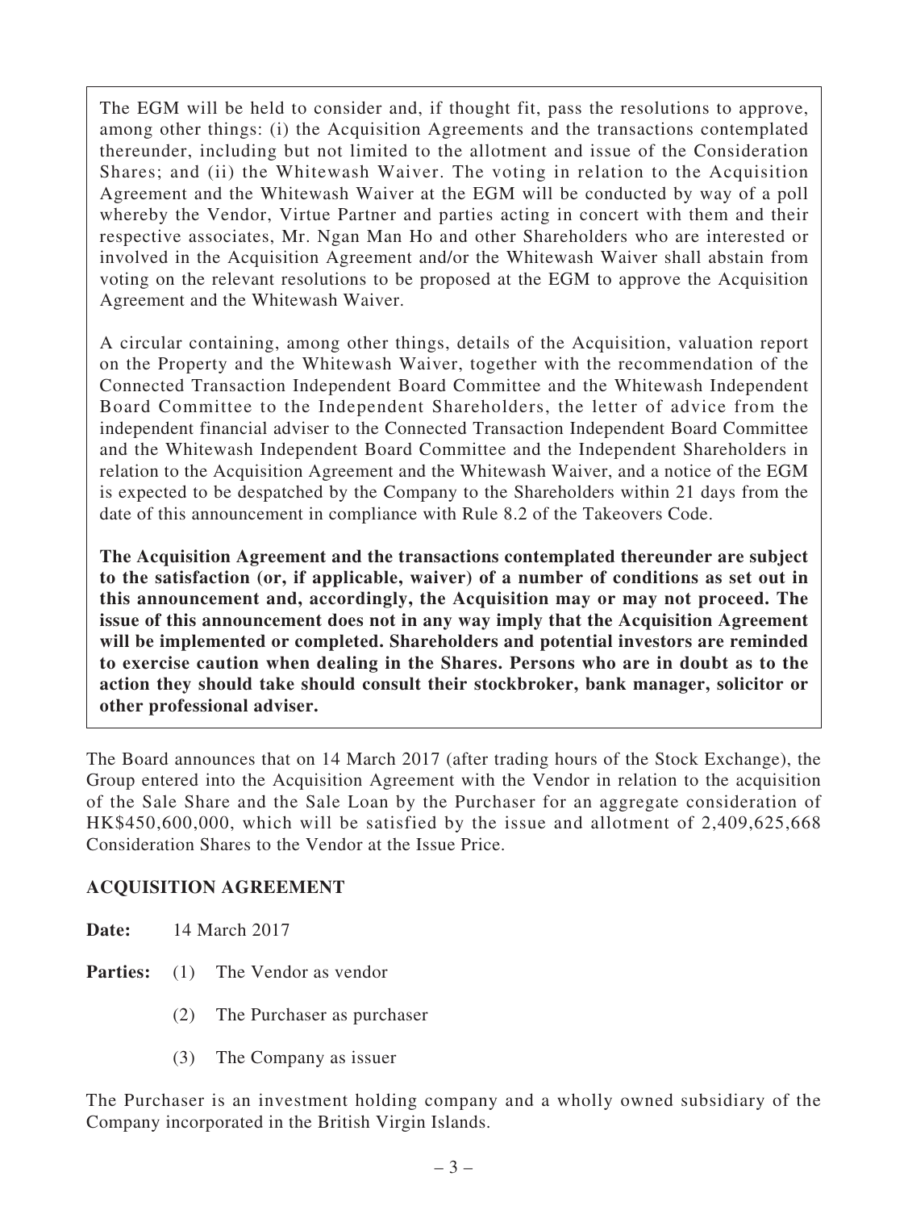The EGM will be held to consider and, if thought fit, pass the resolutions to approve, among other things: (i) the Acquisition Agreements and the transactions contemplated thereunder, including but not limited to the allotment and issue of the Consideration Shares; and (ii) the Whitewash Waiver. The voting in relation to the Acquisition Agreement and the Whitewash Waiver at the EGM will be conducted by way of a poll whereby the Vendor, Virtue Partner and parties acting in concert with them and their respective associates, Mr. Ngan Man Ho and other Shareholders who are interested or involved in the Acquisition Agreement and/or the Whitewash Waiver shall abstain from voting on the relevant resolutions to be proposed at the EGM to approve the Acquisition Agreement and the Whitewash Waiver.

A circular containing, among other things, details of the Acquisition, valuation report on the Property and the Whitewash Waiver, together with the recommendation of the Connected Transaction Independent Board Committee and the Whitewash Independent Board Committee to the Independent Shareholders, the letter of advice from the independent financial adviser to the Connected Transaction Independent Board Committee and the Whitewash Independent Board Committee and the Independent Shareholders in relation to the Acquisition Agreement and the Whitewash Waiver, and a notice of the EGM is expected to be despatched by the Company to the Shareholders within 21 days from the date of this announcement in compliance with Rule 8.2 of the Takeovers Code.

**The Acquisition Agreement and the transactions contemplated thereunder are subject to the satisfaction (or, if applicable, waiver) of a number of conditions as set out in this announcement and, accordingly, the Acquisition may or may not proceed. The issue of this announcement does not in any way imply that the Acquisition Agreement will be implemented or completed. Shareholders and potential investors are reminded to exercise caution when dealing in the Shares. Persons who are in doubt as to the action they should take should consult their stockbroker, bank manager, solicitor or other professional adviser.**

The Board announces that on 14 March 2017 (after trading hours of the Stock Exchange), the Group entered into the Acquisition Agreement with the Vendor in relation to the acquisition of the Sale Share and the Sale Loan by the Purchaser for an aggregate consideration of HK$450,600,000, which will be satisfied by the issue and allotment of 2,409,625,668 Consideration Shares to the Vendor at the Issue Price.

## ACQUISITION AGREEMENT

**Date:** 14 March 2017

**Parties:**
(1) The Vendor as vendor
(2) The Purchaser as purchaser
(3) The Company as issuer

The Purchaser is an investment holding company and a wholly owned subsidiary of the Company incorporated in the British Virgin Islands.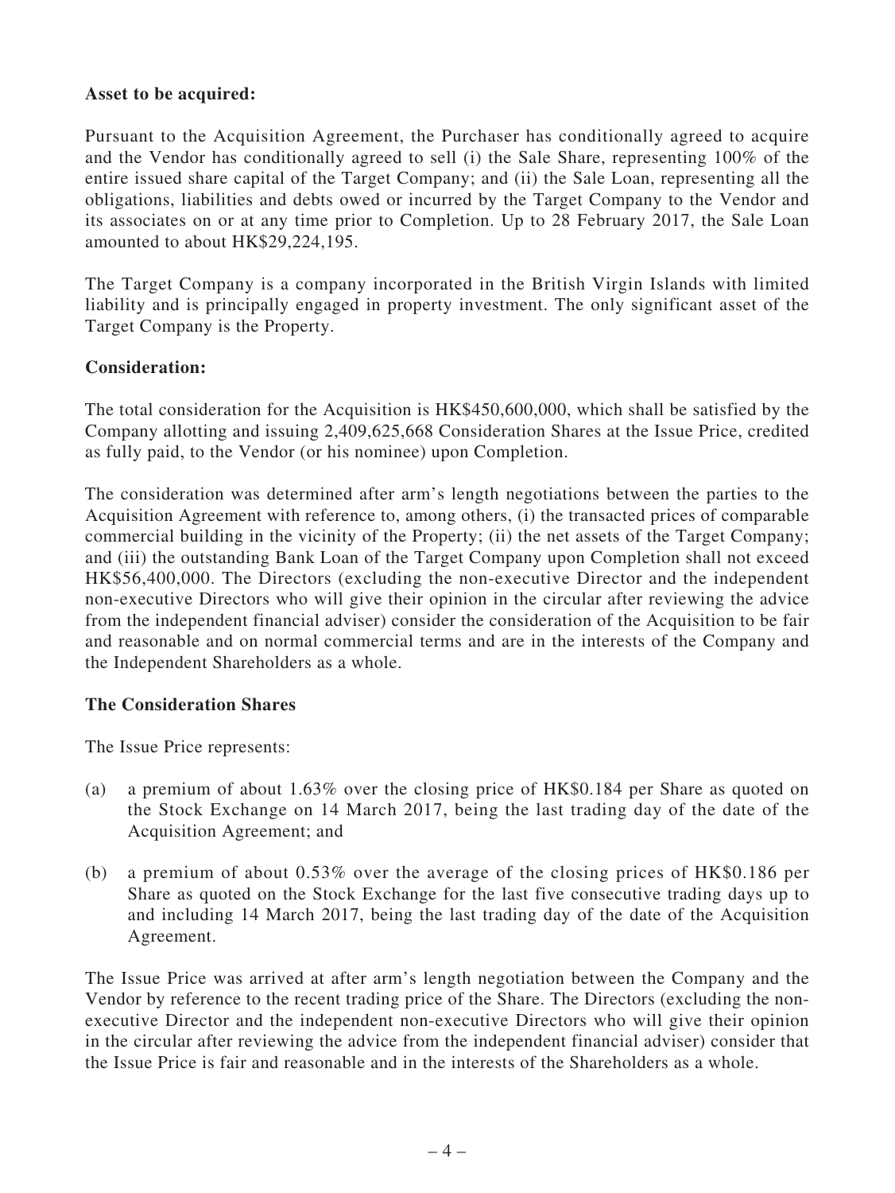**Asset to be acquired:**

Pursuant to the Acquisition Agreement, the Purchaser has conditionally agreed to acquire and the Vendor has conditionally agreed to sell (i) the Sale Share, representing 100% of the entire issued share capital of the Target Company; and (ii) the Sale Loan, representing all the obligations, liabilities and debts owed or incurred by the Target Company to the Vendor and its associates on or at any time prior to Completion. Up to 28 February 2017, the Sale Loan amounted to about HK$29,224,195.

The Target Company is a company incorporated in the British Virgin Islands with limited liability and is principally engaged in property investment. The only significant asset of the Target Company is the Property.

**Consideration:**

The total consideration for the Acquisition is HK$450,600,000, which shall be satisfied by the Company allotting and issuing 2,409,625,668 Consideration Shares at the Issue Price, credited as fully paid, to the Vendor (or his nominee) upon Completion.

The consideration was determined after arm's length negotiations between the parties to the Acquisition Agreement with reference to, among others, (i) the transacted prices of comparable commercial building in the vicinity of the Property; (ii) the net assets of the Target Company; and (iii) the outstanding Bank Loan of the Target Company upon Completion shall not exceed HK$56,400,000. The Directors (excluding the non-executive Director and the independent non-executive Directors who will give their opinion in the circular after reviewing the advice from the independent financial adviser) consider the consideration of the Acquisition to be fair and reasonable and on normal commercial terms and are in the interests of the Company and the Independent Shareholders as a whole.

**The Consideration Shares**

The Issue Price represents:

(a) a premium of about 1.63% over the closing price of HK$0.184 per Share as quoted on the Stock Exchange on 14 March 2017, being the last trading day of the date of the Acquisition Agreement; and

(b) a premium of about 0.53% over the average of the closing prices of HK$0.186 per Share as quoted on the Stock Exchange for the last five consecutive trading days up to and including 14 March 2017, being the last trading day of the date of the Acquisition Agreement.

The Issue Price was arrived at after arm's length negotiation between the Company and the Vendor by reference to the recent trading price of the Share. The Directors (excluding the non-executive Director and the independent non-executive Directors who will give their opinion in the circular after reviewing the advice from the independent financial adviser) consider that the Issue Price is fair and reasonable and in the interests of the Shareholders as a whole.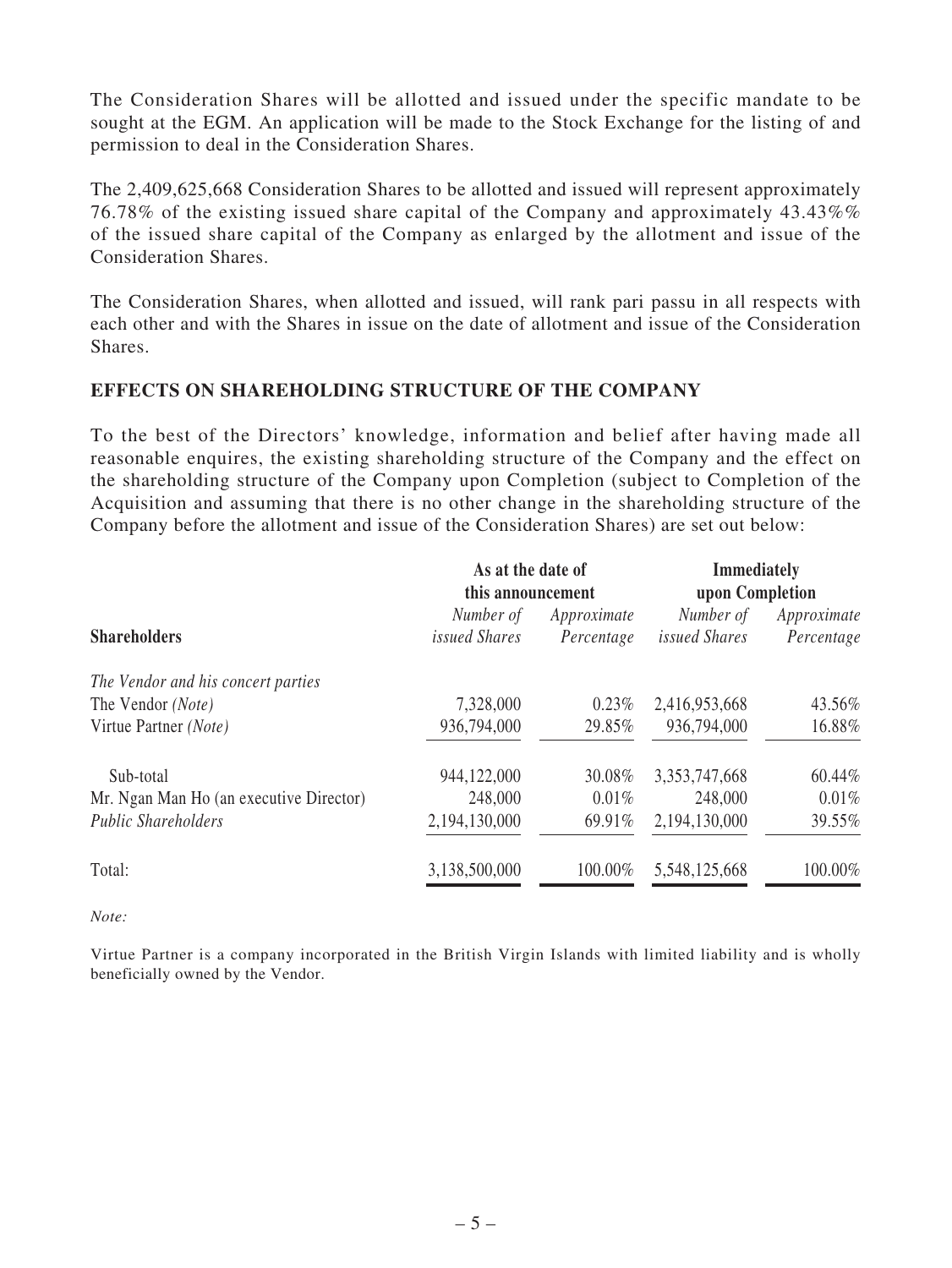The Consideration Shares will be allotted and issued under the specific mandate to be sought at the EGM. An application will be made to the Stock Exchange for the listing of and permission to deal in the Consideration Shares.

The 2,409,625,668 Consideration Shares to be allotted and issued will represent approximately 76.78% of the existing issued share capital of the Company and approximately 43.43%% of the issued share capital of the Company as enlarged by the allotment and issue of the Consideration Shares.

The Consideration Shares, when allotted and issued, will rank pari passu in all respects with each other and with the Shares in issue on the date of allotment and issue of the Consideration Shares.

## EFFECTS ON SHAREHOLDING STRUCTURE OF THE COMPANY

To the best of the Directors' knowledge, information and belief after having made all reasonable enquires, the existing shareholding structure of the Company and the effect on the shareholding structure of the Company upon Completion (subject to Completion of the Acquisition and assuming that there is no other change in the shareholding structure of the Company before the allotment and issue of the Consideration Shares) are set out below:

| | **As at the date of this announcement** | | **Immediately upon Completion** | |
|---|---|---|---|---|
| **Shareholders** | *Number of issued Shares* | *Approximate Percentage* | *Number of issued Shares* | *Approximate Percentage* |
| *The Vendor and his concert parties* | | | | |
| The Vendor *(Note)* | 7,328,000 | 0.23% | 2,416,953,668 | 43.56% |
| Virtue Partner *(Note)* | 936,794,000 | 29.85% | 936,794,000 | 16.88% |
| Sub-total | 944,122,000 | 30.08% | 3,353,747,668 | 60.44% |
| Mr. Ngan Man Ho (an executive Director) | 248,000 | 0.01% | 248,000 | 0.01% |
| *Public Shareholders* | 2,194,130,000 | 69.91% | 2,194,130,000 | 39.55% |
| Total: | 3,138,500,000 | 100.00% | 5,548,125,668 | 100.00% |

*Note:*

Virtue Partner is a company incorporated in the British Virgin Islands with limited liability and is wholly beneficially owned by the Vendor.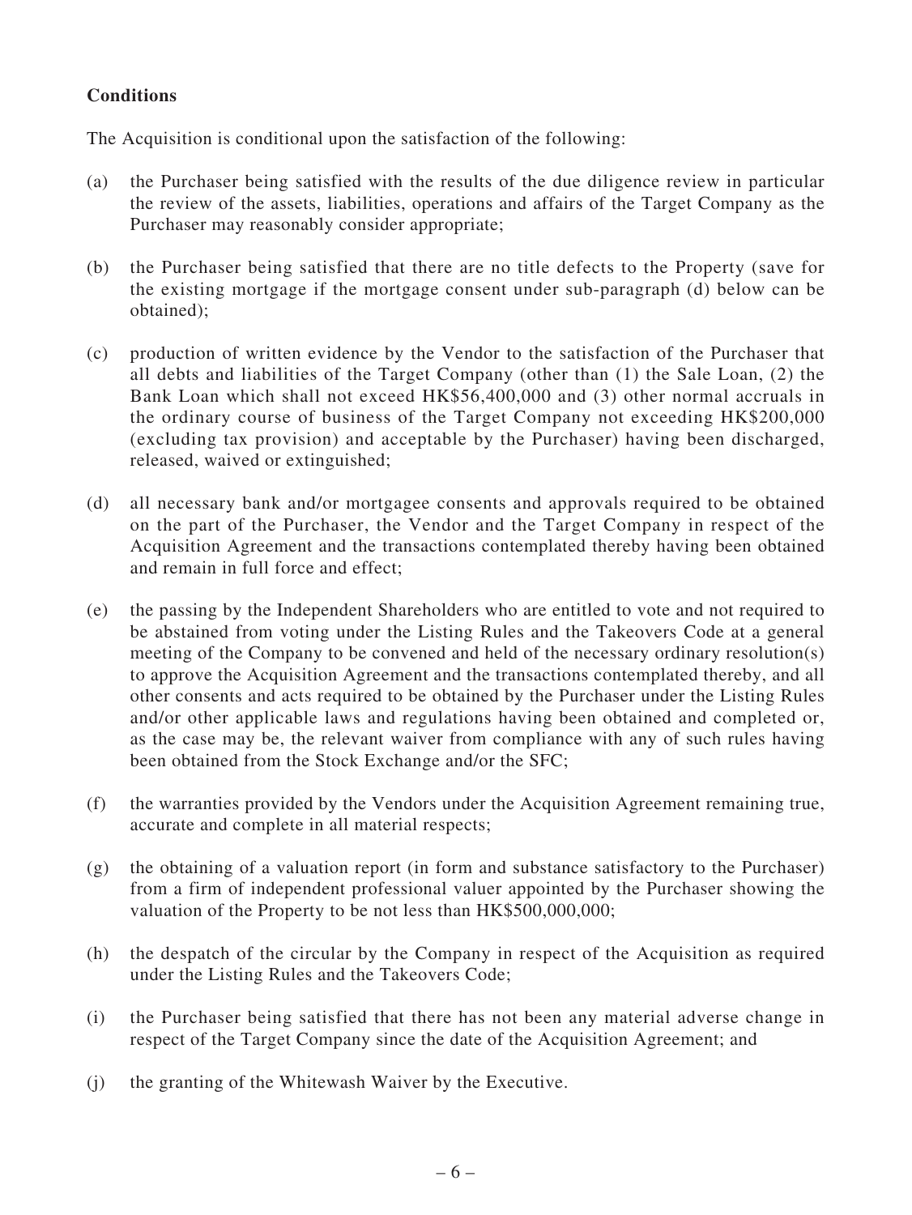**Conditions**

The Acquisition is conditional upon the satisfaction of the following:

(a) the Purchaser being satisfied with the results of the due diligence review in particular the review of the assets, liabilities, operations and affairs of the Target Company as the Purchaser may reasonably consider appropriate;

(b) the Purchaser being satisfied that there are no title defects to the Property (save for the existing mortgage if the mortgage consent under sub-paragraph (d) below can be obtained);

(c) production of written evidence by the Vendor to the satisfaction of the Purchaser that all debts and liabilities of the Target Company (other than (1) the Sale Loan, (2) the Bank Loan which shall not exceed HK$56,400,000 and (3) other normal accruals in the ordinary course of business of the Target Company not exceeding HK$200,000 (excluding tax provision) and acceptable by the Purchaser) having been discharged, released, waived or extinguished;

(d) all necessary bank and/or mortgagee consents and approvals required to be obtained on the part of the Purchaser, the Vendor and the Target Company in respect of the Acquisition Agreement and the transactions contemplated thereby having been obtained and remain in full force and effect;

(e) the passing by the Independent Shareholders who are entitled to vote and not required to be abstained from voting under the Listing Rules and the Takeovers Code at a general meeting of the Company to be convened and held of the necessary ordinary resolution(s) to approve the Acquisition Agreement and the transactions contemplated thereby, and all other consents and acts required to be obtained by the Purchaser under the Listing Rules and/or other applicable laws and regulations having been obtained and completed or, as the case may be, the relevant waiver from compliance with any of such rules having been obtained from the Stock Exchange and/or the SFC;

(f) the warranties provided by the Vendors under the Acquisition Agreement remaining true, accurate and complete in all material respects;

(g) the obtaining of a valuation report (in form and substance satisfactory to the Purchaser) from a firm of independent professional valuer appointed by the Purchaser showing the valuation of the Property to be not less than HK$500,000,000;

(h) the despatch of the circular by the Company in respect of the Acquisition as required under the Listing Rules and the Takeovers Code;

(i) the Purchaser being satisfied that there has not been any material adverse change in respect of the Target Company since the date of the Acquisition Agreement; and

(j) the granting of the Whitewash Waiver by the Executive.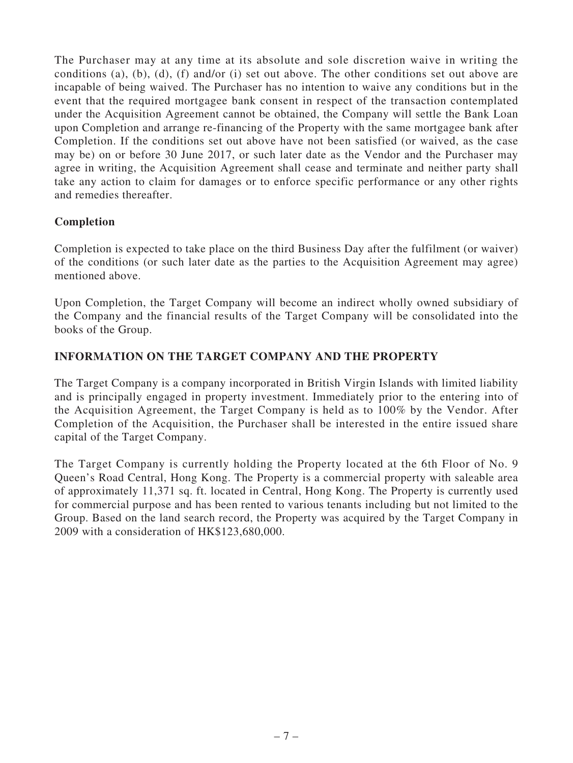The Purchaser may at any time at its absolute and sole discretion waive in writing the conditions (a), (b), (d), (f) and/or (i) set out above. The other conditions set out above are incapable of being waived. The Purchaser has no intention to waive any conditions but in the event that the required mortgagee bank consent in respect of the transaction contemplated under the Acquisition Agreement cannot be obtained, the Company will settle the Bank Loan upon Completion and arrange re-financing of the Property with the same mortgagee bank after Completion. If the conditions set out above have not been satisfied (or waived, as the case may be) on or before 30 June 2017, or such later date as the Vendor and the Purchaser may agree in writing, the Acquisition Agreement shall cease and terminate and neither party shall take any action to claim for damages or to enforce specific performance or any other rights and remedies thereafter.

### Completion

Completion is expected to take place on the third Business Day after the fulfilment (or waiver) of the conditions (or such later date as the parties to the Acquisition Agreement may agree) mentioned above.

Upon Completion, the Target Company will become an indirect wholly owned subsidiary of the Company and the financial results of the Target Company will be consolidated into the books of the Group.

## INFORMATION ON THE TARGET COMPANY AND THE PROPERTY

The Target Company is a company incorporated in British Virgin Islands with limited liability and is principally engaged in property investment. Immediately prior to the entering into of the Acquisition Agreement, the Target Company is held as to 100% by the Vendor. After Completion of the Acquisition, the Purchaser shall be interested in the entire issued share capital of the Target Company.

The Target Company is currently holding the Property located at the 6th Floor of No. 9 Queen's Road Central, Hong Kong. The Property is a commercial property with saleable area of approximately 11,371 sq. ft. located in Central, Hong Kong. The Property is currently used for commercial purpose and has been rented to various tenants including but not limited to the Group. Based on the land search record, the Property was acquired by the Target Company in 2009 with a consideration of HK$123,680,000.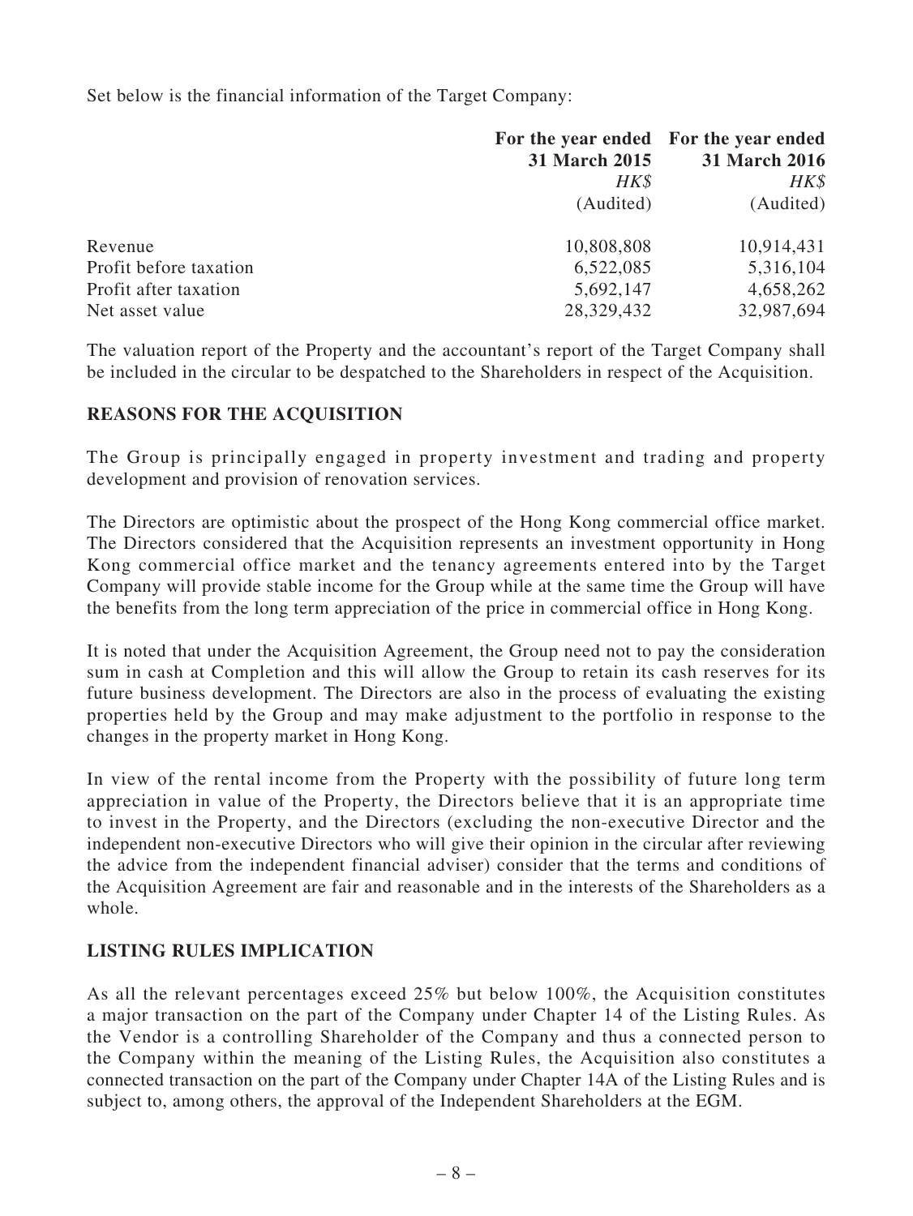Set below is the financial information of the Target Company:

| | For the year ended 31 March 2015 | For the year ended 31 March 2016 |
|---|---|---|
| | *HK$* | *HK$* |
| | (Audited) | (Audited) |
| Revenue | 10,808,808 | 10,914,431 |
| Profit before taxation | 6,522,085 | 5,316,104 |
| Profit after taxation | 5,692,147 | 4,658,262 |
| Net asset value | 28,329,432 | 32,987,694 |

The valuation report of the Property and the accountant's report of the Target Company shall be included in the circular to be despatched to the Shareholders in respect of the Acquisition.

## REASONS FOR THE ACQUISITION

The Group is principally engaged in property investment and trading and property development and provision of renovation services.

The Directors are optimistic about the prospect of the Hong Kong commercial office market. The Directors considered that the Acquisition represents an investment opportunity in Hong Kong commercial office market and the tenancy agreements entered into by the Target Company will provide stable income for the Group while at the same time the Group will have the benefits from the long term appreciation of the price in commercial office in Hong Kong.

It is noted that under the Acquisition Agreement, the Group need not to pay the consideration sum in cash at Completion and this will allow the Group to retain its cash reserves for its future business development. The Directors are also in the process of evaluating the existing properties held by the Group and may make adjustment to the portfolio in response to the changes in the property market in Hong Kong.

In view of the rental income from the Property with the possibility of future long term appreciation in value of the Property, the Directors believe that it is an appropriate time to invest in the Property, and the Directors (excluding the non-executive Director and the independent non-executive Directors who will give their opinion in the circular after reviewing the advice from the independent financial adviser) consider that the terms and conditions of the Acquisition Agreement are fair and reasonable and in the interests of the Shareholders as a whole.

## LISTING RULES IMPLICATION

As all the relevant percentages exceed 25% but below 100%, the Acquisition constitutes a major transaction on the part of the Company under Chapter 14 of the Listing Rules. As the Vendor is a controlling Shareholder of the Company and thus a connected person to the Company within the meaning of the Listing Rules, the Acquisition also constitutes a connected transaction on the part of the Company under Chapter 14A of the Listing Rules and is subject to, among others, the approval of the Independent Shareholders at the EGM.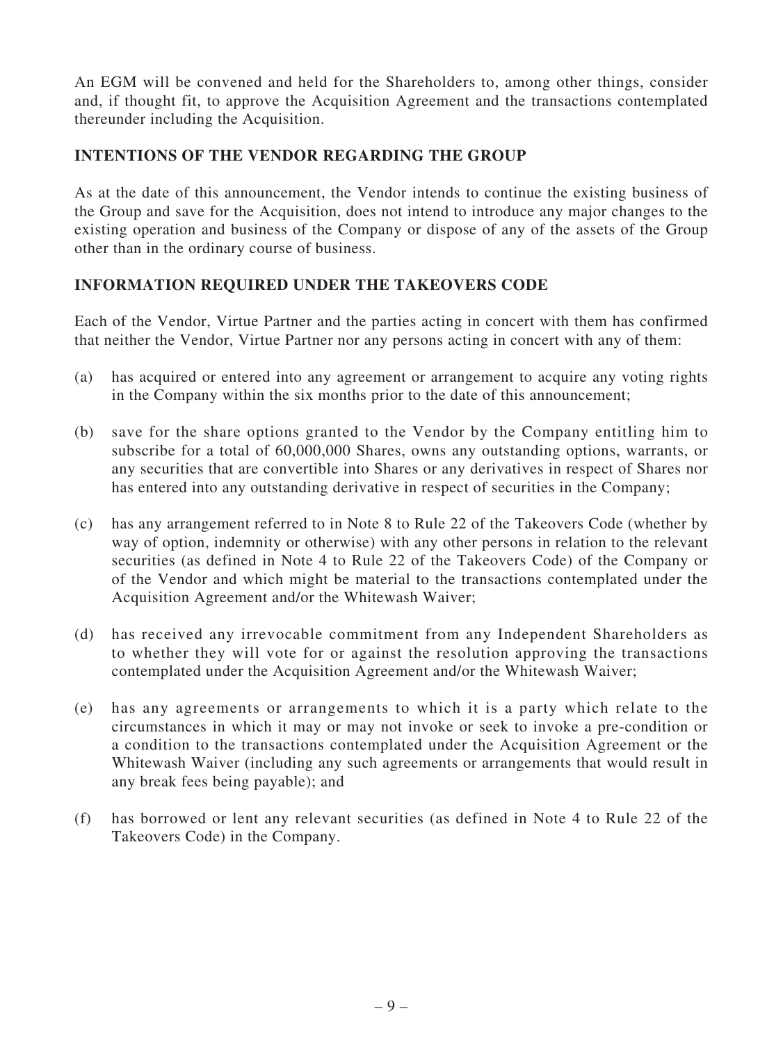An EGM will be convened and held for the Shareholders to, among other things, consider and, if thought fit, to approve the Acquisition Agreement and the transactions contemplated thereunder including the Acquisition.

## INTENTIONS OF THE VENDOR REGARDING THE GROUP

As at the date of this announcement, the Vendor intends to continue the existing business of the Group and save for the Acquisition, does not intend to introduce any major changes to the existing operation and business of the Company or dispose of any of the assets of the Group other than in the ordinary course of business.

## INFORMATION REQUIRED UNDER THE TAKEOVERS CODE

Each of the Vendor, Virtue Partner and the parties acting in concert with them has confirmed that neither the Vendor, Virtue Partner nor any persons acting in concert with any of them:

(a) has acquired or entered into any agreement or arrangement to acquire any voting rights in the Company within the six months prior to the date of this announcement;

(b) save for the share options granted to the Vendor by the Company entitling him to subscribe for a total of 60,000,000 Shares, owns any outstanding options, warrants, or any securities that are convertible into Shares or any derivatives in respect of Shares nor has entered into any outstanding derivative in respect of securities in the Company;

(c) has any arrangement referred to in Note 8 to Rule 22 of the Takeovers Code (whether by way of option, indemnity or otherwise) with any other persons in relation to the relevant securities (as defined in Note 4 to Rule 22 of the Takeovers Code) of the Company or of the Vendor and which might be material to the transactions contemplated under the Acquisition Agreement and/or the Whitewash Waiver;

(d) has received any irrevocable commitment from any Independent Shareholders as to whether they will vote for or against the resolution approving the transactions contemplated under the Acquisition Agreement and/or the Whitewash Waiver;

(e) has any agreements or arrangements to which it is a party which relate to the circumstances in which it may or may not invoke or seek to invoke a pre-condition or a condition to the transactions contemplated under the Acquisition Agreement or the Whitewash Waiver (including any such agreements or arrangements that would result in any break fees being payable); and

(f) has borrowed or lent any relevant securities (as defined in Note 4 to Rule 22 of the Takeovers Code) in the Company.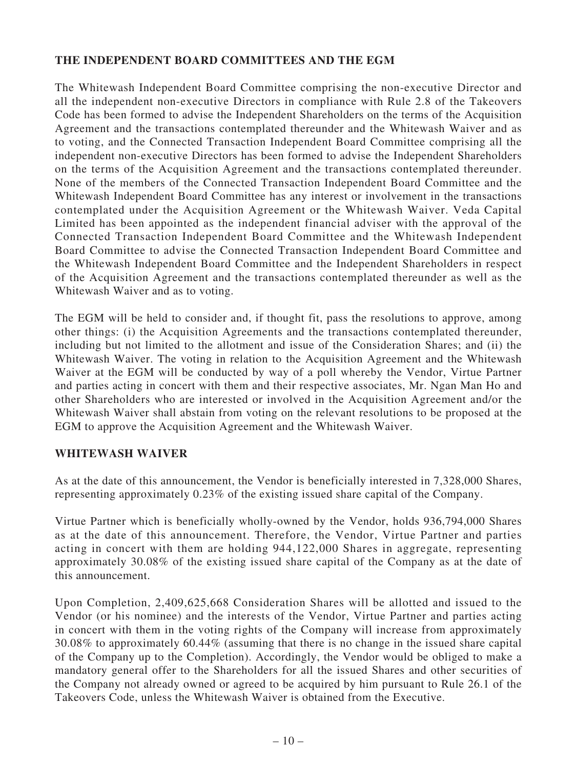## THE INDEPENDENT BOARD COMMITTEES AND THE EGM

The Whitewash Independent Board Committee comprising the non-executive Director and all the independent non-executive Directors in compliance with Rule 2.8 of the Takeovers Code has been formed to advise the Independent Shareholders on the terms of the Acquisition Agreement and the transactions contemplated thereunder and the Whitewash Waiver and as to voting, and the Connected Transaction Independent Board Committee comprising all the independent non-executive Directors has been formed to advise the Independent Shareholders on the terms of the Acquisition Agreement and the transactions contemplated thereunder. None of the members of the Connected Transaction Independent Board Committee and the Whitewash Independent Board Committee has any interest or involvement in the transactions contemplated under the Acquisition Agreement or the Whitewash Waiver. Veda Capital Limited has been appointed as the independent financial adviser with the approval of the Connected Transaction Independent Board Committee and the Whitewash Independent Board Committee to advise the Connected Transaction Independent Board Committee and the Whitewash Independent Board Committee and the Independent Shareholders in respect of the Acquisition Agreement and the transactions contemplated thereunder as well as the Whitewash Waiver and as to voting.

The EGM will be held to consider and, if thought fit, pass the resolutions to approve, among other things: (i) the Acquisition Agreements and the transactions contemplated thereunder, including but not limited to the allotment and issue of the Consideration Shares; and (ii) the Whitewash Waiver. The voting in relation to the Acquisition Agreement and the Whitewash Waiver at the EGM will be conducted by way of a poll whereby the Vendor, Virtue Partner and parties acting in concert with them and their respective associates, Mr. Ngan Man Ho and other Shareholders who are interested or involved in the Acquisition Agreement and/or the Whitewash Waiver shall abstain from voting on the relevant resolutions to be proposed at the EGM to approve the Acquisition Agreement and the Whitewash Waiver.

## WHITEWASH WAIVER

As at the date of this announcement, the Vendor is beneficially interested in 7,328,000 Shares, representing approximately 0.23% of the existing issued share capital of the Company.

Virtue Partner which is beneficially wholly-owned by the Vendor, holds 936,794,000 Shares as at the date of this announcement. Therefore, the Vendor, Virtue Partner and parties acting in concert with them are holding 944,122,000 Shares in aggregate, representing approximately 30.08% of the existing issued share capital of the Company as at the date of this announcement.

Upon Completion, 2,409,625,668 Consideration Shares will be allotted and issued to the Vendor (or his nominee) and the interests of the Vendor, Virtue Partner and parties acting in concert with them in the voting rights of the Company will increase from approximately 30.08% to approximately 60.44% (assuming that there is no change in the issued share capital of the Company up to the Completion). Accordingly, the Vendor would be obliged to make a mandatory general offer to the Shareholders for all the issued Shares and other securities of the Company not already owned or agreed to be acquired by him pursuant to Rule 26.1 of the Takeovers Code, unless the Whitewash Waiver is obtained from the Executive.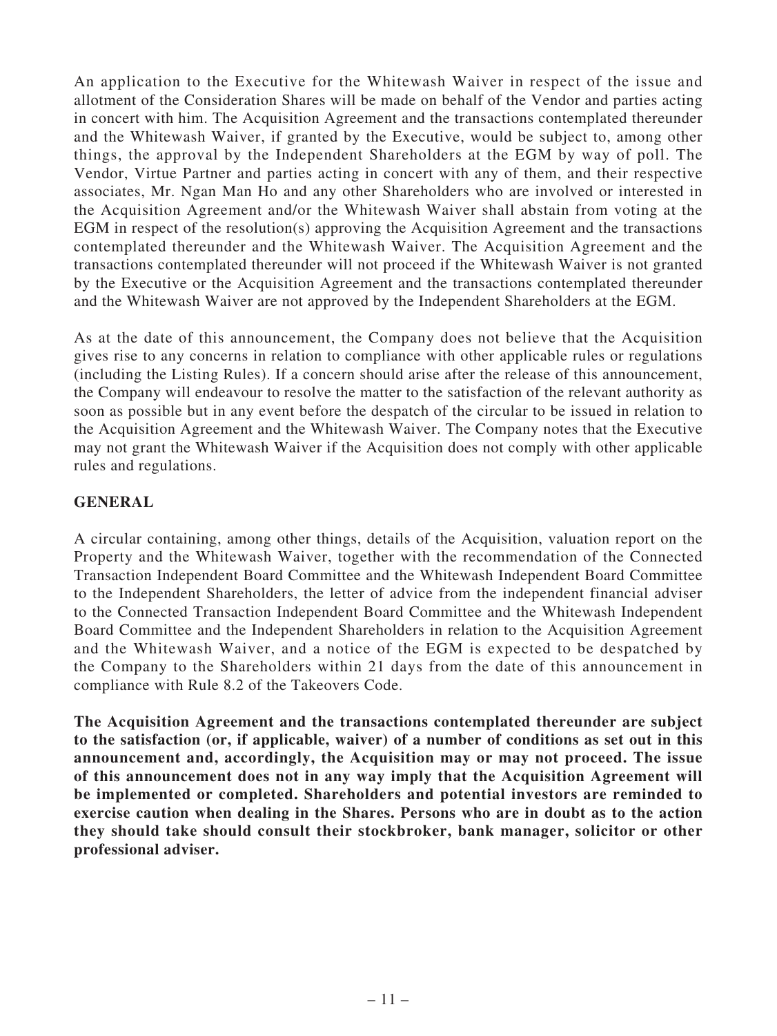An application to the Executive for the Whitewash Waiver in respect of the issue and allotment of the Consideration Shares will be made on behalf of the Vendor and parties acting in concert with him. The Acquisition Agreement and the transactions contemplated thereunder and the Whitewash Waiver, if granted by the Executive, would be subject to, among other things, the approval by the Independent Shareholders at the EGM by way of poll. The Vendor, Virtue Partner and parties acting in concert with any of them, and their respective associates, Mr. Ngan Man Ho and any other Shareholders who are involved or interested in the Acquisition Agreement and/or the Whitewash Waiver shall abstain from voting at the EGM in respect of the resolution(s) approving the Acquisition Agreement and the transactions contemplated thereunder and the Whitewash Waiver. The Acquisition Agreement and the transactions contemplated thereunder will not proceed if the Whitewash Waiver is not granted by the Executive or the Acquisition Agreement and the transactions contemplated thereunder and the Whitewash Waiver are not approved by the Independent Shareholders at the EGM.

As at the date of this announcement, the Company does not believe that the Acquisition gives rise to any concerns in relation to compliance with other applicable rules or regulations (including the Listing Rules). If a concern should arise after the release of this announcement, the Company will endeavour to resolve the matter to the satisfaction of the relevant authority as soon as possible but in any event before the despatch of the circular to be issued in relation to the Acquisition Agreement and the Whitewash Waiver. The Company notes that the Executive may not grant the Whitewash Waiver if the Acquisition does not comply with other applicable rules and regulations.

## GENERAL

A circular containing, among other things, details of the Acquisition, valuation report on the Property and the Whitewash Waiver, together with the recommendation of the Connected Transaction Independent Board Committee and the Whitewash Independent Board Committee to the Independent Shareholders, the letter of advice from the independent financial adviser to the Connected Transaction Independent Board Committee and the Whitewash Independent Board Committee and the Independent Shareholders in relation to the Acquisition Agreement and the Whitewash Waiver, and a notice of the EGM is expected to be despatched by the Company to the Shareholders within 21 days from the date of this announcement in compliance with Rule 8.2 of the Takeovers Code.

**The Acquisition Agreement and the transactions contemplated thereunder are subject to the satisfaction (or, if applicable, waiver) of a number of conditions as set out in this announcement and, accordingly, the Acquisition may or may not proceed. The issue of this announcement does not in any way imply that the Acquisition Agreement will be implemented or completed. Shareholders and potential investors are reminded to exercise caution when dealing in the Shares. Persons who are in doubt as to the action they should take should consult their stockbroker, bank manager, solicitor or other professional adviser.**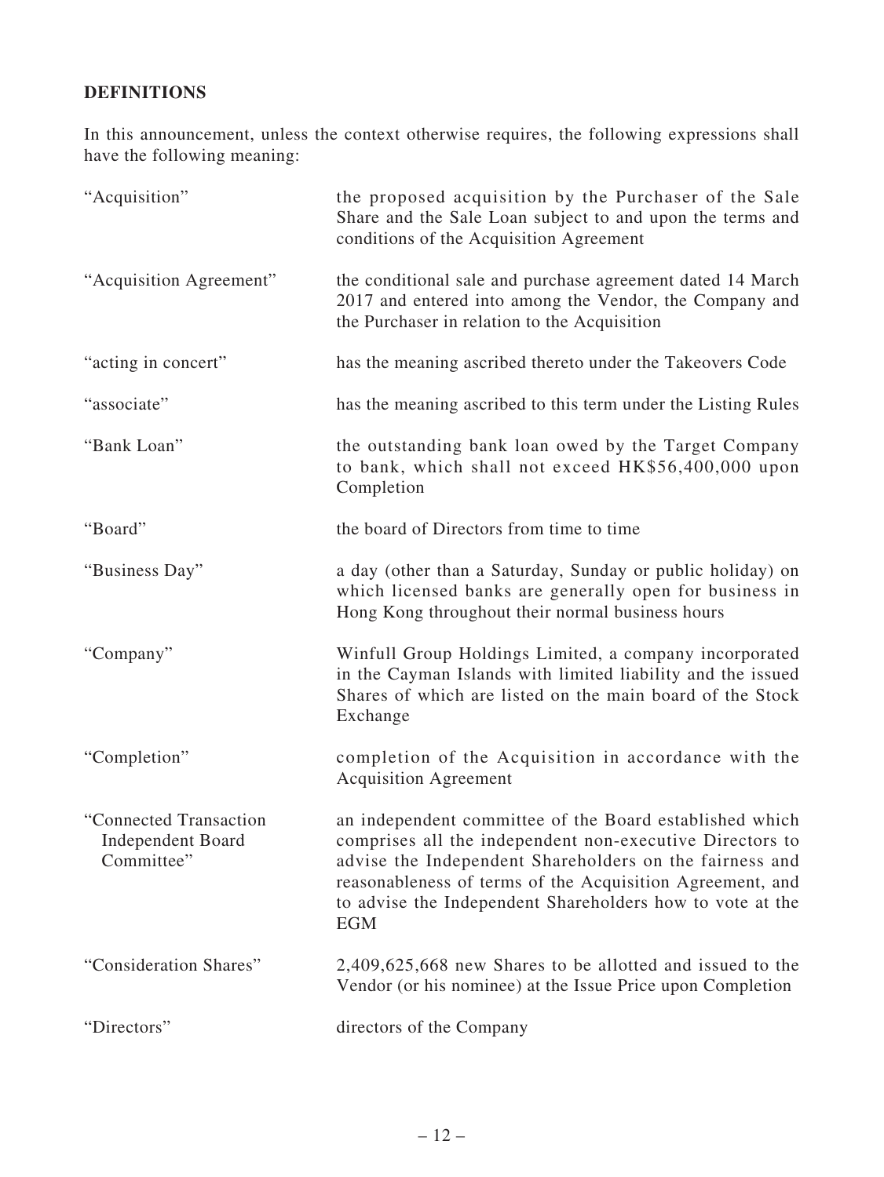## DEFINITIONS

In this announcement, unless the context otherwise requires, the following expressions shall have the following meaning:

| | |
|---|---|
| "Acquisition" | the proposed acquisition by the Purchaser of the Sale Share and the Sale Loan subject to and upon the terms and conditions of the Acquisition Agreement |
| "Acquisition Agreement" | the conditional sale and purchase agreement dated 14 March 2017 and entered into among the Vendor, the Company and the Purchaser in relation to the Acquisition |
| "acting in concert" | has the meaning ascribed thereto under the Takeovers Code |
| "associate" | has the meaning ascribed to this term under the Listing Rules |
| "Bank Loan" | the outstanding bank loan owed by the Target Company to bank, which shall not exceed HK$56,400,000 upon Completion |
| "Board" | the board of Directors from time to time |
| "Business Day" | a day (other than a Saturday, Sunday or public holiday) on which licensed banks are generally open for business in Hong Kong throughout their normal business hours |
| "Company" | Winfull Group Holdings Limited, a company incorporated in the Cayman Islands with limited liability and the issued Shares of which are listed on the main board of the Stock Exchange |
| "Completion" | completion of the Acquisition in accordance with the Acquisition Agreement |
| "Connected Transaction Independent Board Committee" | an independent committee of the Board established which comprises all the independent non-executive Directors to advise the Independent Shareholders on the fairness and reasonableness of terms of the Acquisition Agreement, and to advise the Independent Shareholders how to vote at the EGM |
| "Consideration Shares" | 2,409,625,668 new Shares to be allotted and issued to the Vendor (or his nominee) at the Issue Price upon Completion |
| "Directors" | directors of the Company |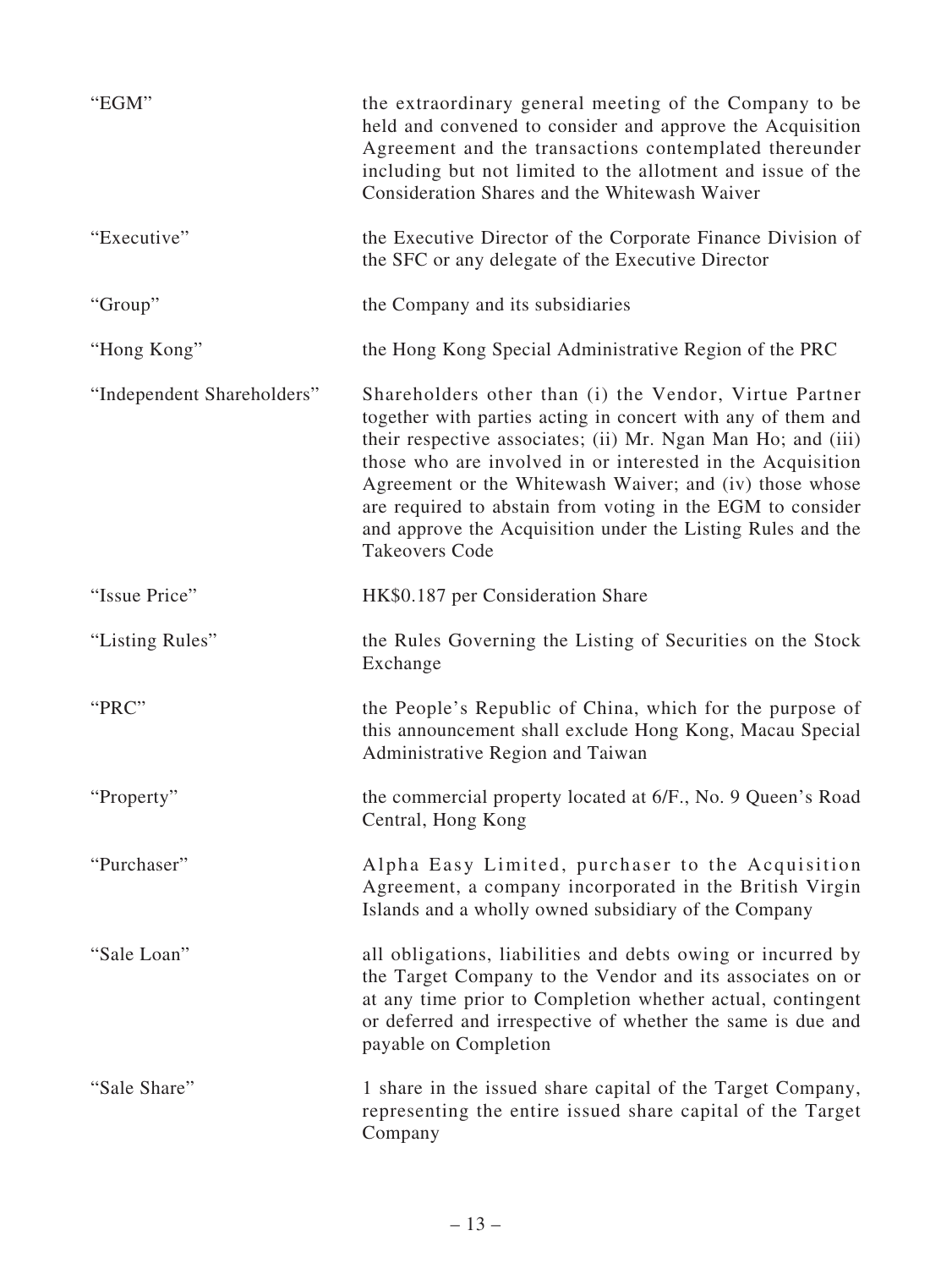| | |
|---|---|
| "EGM" | the extraordinary general meeting of the Company to be held and convened to consider and approve the Acquisition Agreement and the transactions contemplated thereunder including but not limited to the allotment and issue of the Consideration Shares and the Whitewash Waiver |
| "Executive" | the Executive Director of the Corporate Finance Division of the SFC or any delegate of the Executive Director |
| "Group" | the Company and its subsidiaries |
| "Hong Kong" | the Hong Kong Special Administrative Region of the PRC |
| "Independent Shareholders" | Shareholders other than (i) the Vendor, Virtue Partner together with parties acting in concert with any of them and their respective associates; (ii) Mr. Ngan Man Ho; and (iii) those who are involved in or interested in the Acquisition Agreement or the Whitewash Waiver; and (iv) those whose are required to abstain from voting in the EGM to consider and approve the Acquisition under the Listing Rules and the Takeovers Code |
| "Issue Price" | HK$0.187 per Consideration Share |
| "Listing Rules" | the Rules Governing the Listing of Securities on the Stock Exchange |
| "PRC" | the People's Republic of China, which for the purpose of this announcement shall exclude Hong Kong, Macau Special Administrative Region and Taiwan |
| "Property" | the commercial property located at 6/F., No. 9 Queen's Road Central, Hong Kong |
| "Purchaser" | Alpha Easy Limited, purchaser to the Acquisition Agreement, a company incorporated in the British Virgin Islands and a wholly owned subsidiary of the Company |
| "Sale Loan" | all obligations, liabilities and debts owing or incurred by the Target Company to the Vendor and its associates on or at any time prior to Completion whether actual, contingent or deferred and irrespective of whether the same is due and payable on Completion |
| "Sale Share" | 1 share in the issued share capital of the Target Company, representing the entire issued share capital of the Target Company |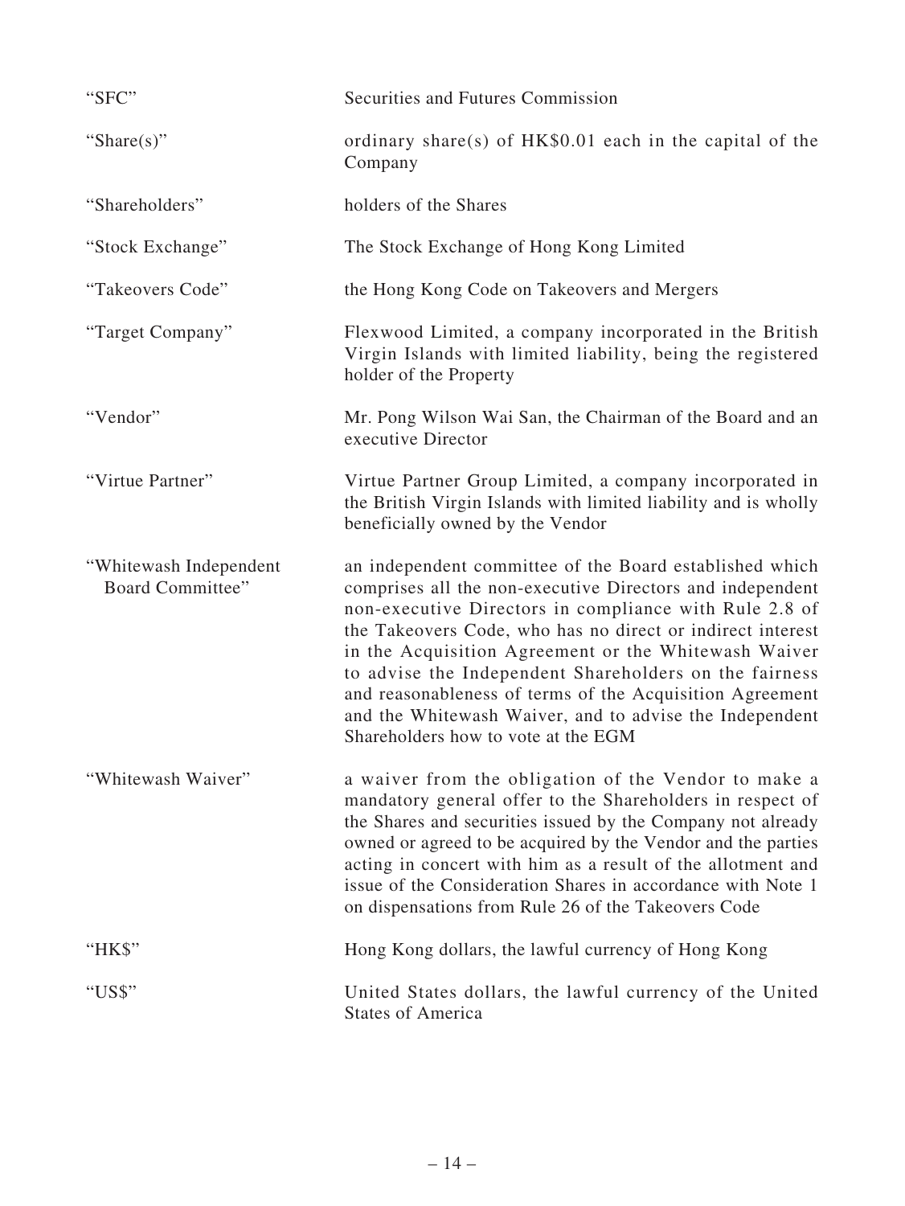| | |
|---|---|
| "SFC" | Securities and Futures Commission |
| "Share(s)" | ordinary share(s) of HK$0.01 each in the capital of the Company |
| "Shareholders" | holders of the Shares |
| "Stock Exchange" | The Stock Exchange of Hong Kong Limited |
| "Takeovers Code" | the Hong Kong Code on Takeovers and Mergers |
| "Target Company" | Flexwood Limited, a company incorporated in the British Virgin Islands with limited liability, being the registered holder of the Property |
| "Vendor" | Mr. Pong Wilson Wai San, the Chairman of the Board and an executive Director |
| "Virtue Partner" | Virtue Partner Group Limited, a company incorporated in the British Virgin Islands with limited liability and is wholly beneficially owned by the Vendor |
| "Whitewash Independent Board Committee" | an independent committee of the Board established which comprises all the non-executive Directors and independent non-executive Directors in compliance with Rule 2.8 of the Takeovers Code, who has no direct or indirect interest in the Acquisition Agreement or the Whitewash Waiver to advise the Independent Shareholders on the fairness and reasonableness of terms of the Acquisition Agreement and the Whitewash Waiver, and to advise the Independent Shareholders how to vote at the EGM |
| "Whitewash Waiver" | a waiver from the obligation of the Vendor to make a mandatory general offer to the Shareholders in respect of the Shares and securities issued by the Company not already owned or agreed to be acquired by the Vendor and the parties acting in concert with him as a result of the allotment and issue of the Consideration Shares in accordance with Note 1 on dispensations from Rule 26 of the Takeovers Code |
| "HK$" | Hong Kong dollars, the lawful currency of Hong Kong |
| "US$" | United States dollars, the lawful currency of the United States of America |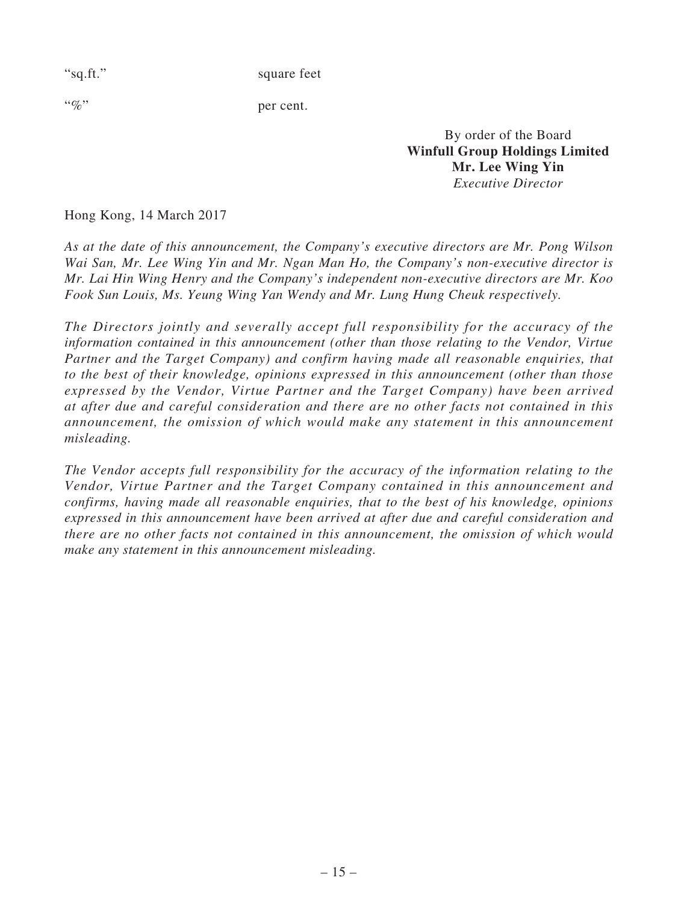| | |
|---|---|
| "sq.ft." | square feet |
| "%" | per cent. |

By order of the Board
**Winfull Group Holdings Limited**
**Mr. Lee Wing Yin**
*Executive Director*

Hong Kong, 14 March 2017

*As at the date of this announcement, the Company's executive directors are Mr. Pong Wilson Wai San, Mr. Lee Wing Yin and Mr. Ngan Man Ho, the Company's non-executive director is Mr. Lai Hin Wing Henry and the Company's independent non-executive directors are Mr. Koo Fook Sun Louis, Ms. Yeung Wing Yan Wendy and Mr. Lung Hung Cheuk respectively.*

*The Directors jointly and severally accept full responsibility for the accuracy of the information contained in this announcement (other than those relating to the Vendor, Virtue Partner and the Target Company) and confirm having made all reasonable enquiries, that to the best of their knowledge, opinions expressed in this announcement (other than those expressed by the Vendor, Virtue Partner and the Target Company) have been arrived at after due and careful consideration and there are no other facts not contained in this announcement, the omission of which would make any statement in this announcement misleading.*

*The Vendor accepts full responsibility for the accuracy of the information relating to the Vendor, Virtue Partner and the Target Company contained in this announcement and confirms, having made all reasonable enquiries, that to the best of his knowledge, opinions expressed in this announcement have been arrived at after due and careful consideration and there are no other facts not contained in this announcement, the omission of which would make any statement in this announcement misleading.*